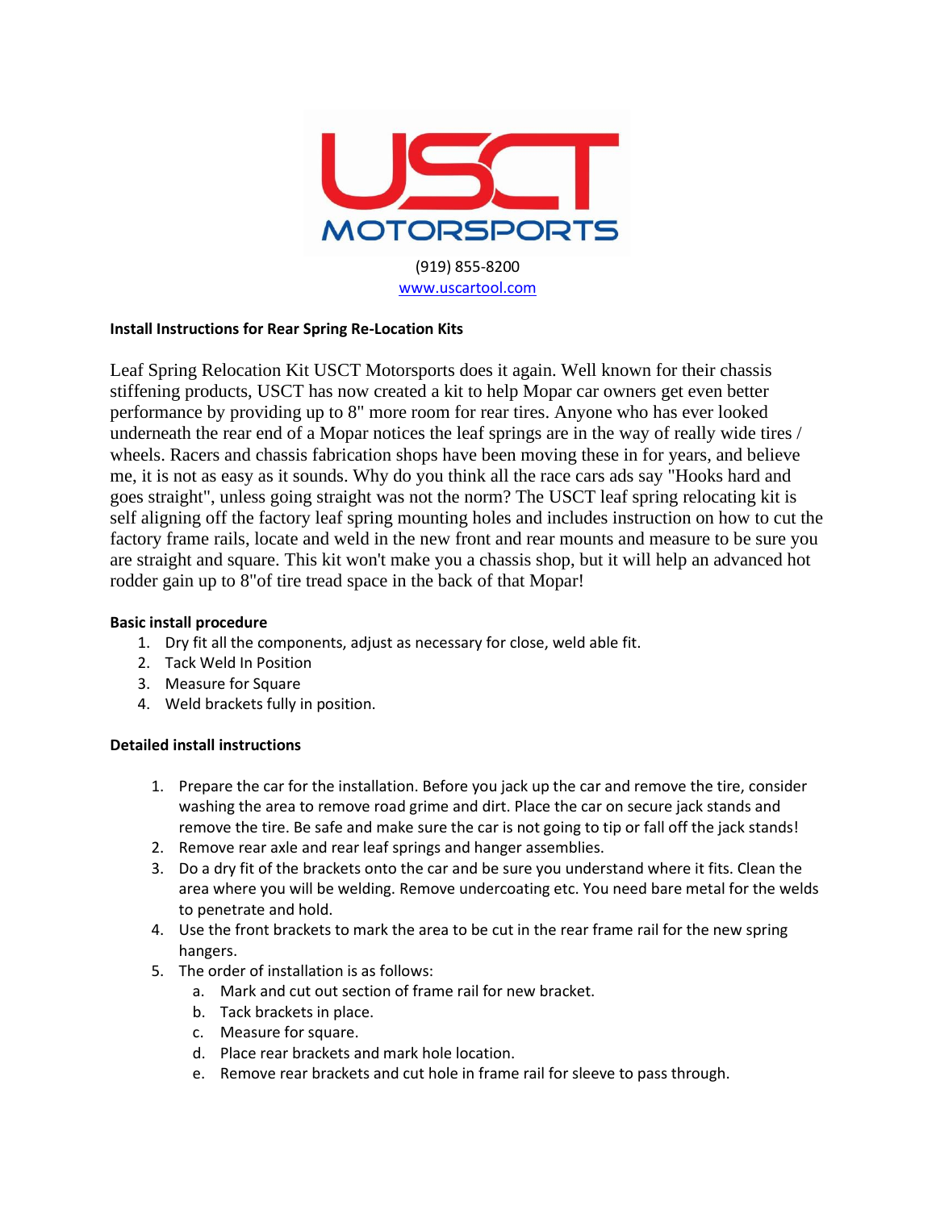# USCT MOTORSPORTS

(919) 855-8200
www.uscartool.com

**Install Instructions for Rear Spring Re-Location Kits**

Leaf Spring Relocation Kit USCT Motorsports does it again. Well known for their chassis stiffening products, USCT has now created a kit to help Mopar car owners get even better performance by providing up to 8" more room for rear tires. Anyone who has ever looked underneath the rear end of a Mopar notices the leaf springs are in the way of really wide tires / wheels. Racers and chassis fabrication shops have been moving these in for years, and believe me, it is not as easy as it sounds. Why do you think all the race cars ads say "Hooks hard and goes straight", unless going straight was not the norm? The USCT leaf spring relocating kit is self aligning off the factory leaf spring mounting holes and includes instruction on how to cut the factory frame rails, locate and weld in the new front and rear mounts and measure to be sure you are straight and square. This kit won't make you a chassis shop, but it will help an advanced hot rodder gain up to 8"of tire tread space in the back of that Mopar!

**Basic install procedure**

1. Dry fit all the components, adjust as necessary for close, weld able fit.
2. Tack Weld In Position
3. Measure for Square
4. Weld brackets fully in position.

**Detailed install instructions**

1. Prepare the car for the installation. Before you jack up the car and remove the tire, consider washing the area to remove road grime and dirt. Place the car on secure jack stands and remove the tire. Be safe and make sure the car is not going to tip or fall off the jack stands!
2. Remove rear axle and rear leaf springs and hanger assemblies.
3. Do a dry fit of the brackets onto the car and be sure you understand where it fits. Clean the area where you will be welding. Remove undercoating etc. You need bare metal for the welds to penetrate and hold.
4. Use the front brackets to mark the area to be cut in the rear frame rail for the new spring hangers.
5. The order of installation is as follows:
   a. Mark and cut out section of frame rail for new bracket.
   b. Tack brackets in place.
   c. Measure for square.
   d. Place rear brackets and mark hole location.
   e. Remove rear brackets and cut hole in frame rail for sleeve to pass through.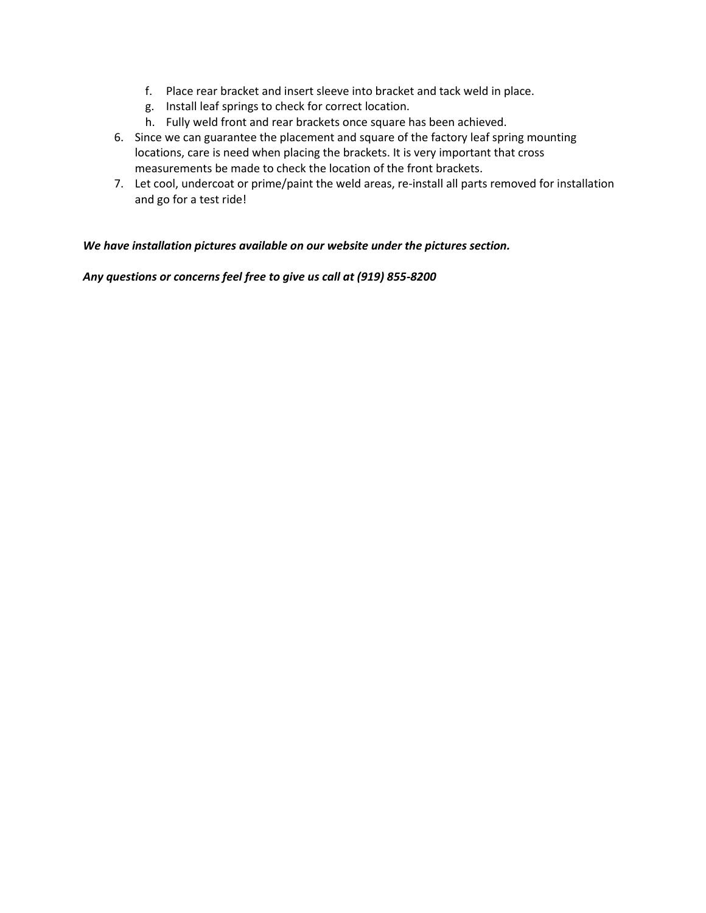f. Place rear bracket and insert sleeve into bracket and tack weld in place.
g. Install leaf springs to check for correct location.
h. Fully weld front and rear brackets once square has been achieved.

6. Since we can guarantee the placement and square of the factory leaf spring mounting locations, care is need when placing the brackets. It is very important that cross measurements be made to check the location of the front brackets.
7. Let cool, undercoat or prime/paint the weld areas, re-install all parts removed for installation and go for a test ride!

***We have installation pictures available on our website under the pictures section.***

***Any questions or concerns feel free to give us call at (919) 855-8200***